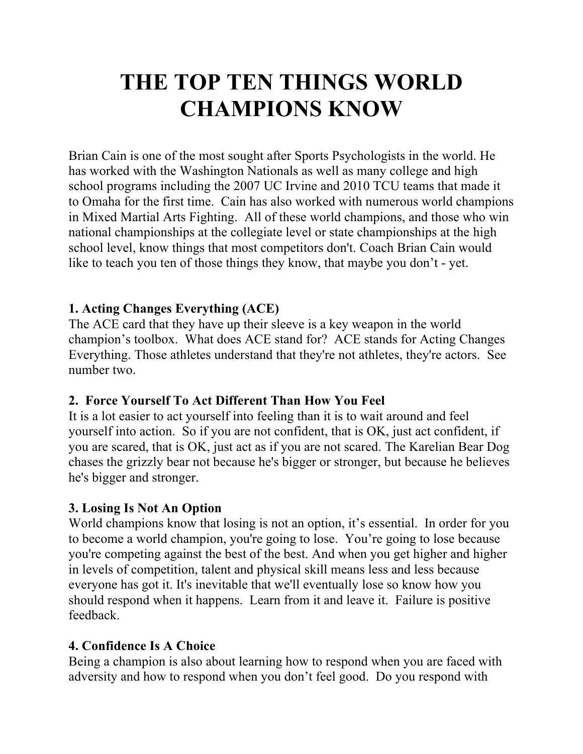# THE TOP TEN THINGS WORLD CHAMPIONS KNOW

Brian Cain is one of the most sought after Sports Psychologists in the world. He has worked with the Washington Nationals as well as many college and high school programs including the 2007 UC Irvine and 2010 TCU teams that made it to Omaha for the first time. Cain has also worked with numerous world champions in Mixed Martial Arts Fighting. All of these world champions, and those who win national championships at the collegiate level or state championships at the high school level, know things that most competitors don't. Coach Brian Cain would like to teach you ten of those things they know, that maybe you don't - yet.

**1. Acting Changes Everything (ACE)**
The ACE card that they have up their sleeve is a key weapon in the world champion's toolbox. What does ACE stand for? ACE stands for Acting Changes Everything. Those athletes understand that they're not athletes, they're actors. See number two.

**2. Force Yourself To Act Different Than How You Feel**
It is a lot easier to act yourself into feeling than it is to wait around and feel yourself into action. So if you are not confident, that is OK, just act confident, if you are scared, that is OK, just act as if you are not scared. The Karelian Bear Dog chases the grizzly bear not because he's bigger or stronger, but because he believes he's bigger and stronger.

**3. Losing Is Not An Option**
World champions know that losing is not an option, it's essential. In order for you to become a world champion, you're going to lose. You're going to lose because you're competing against the best of the best. And when you get higher and higher in levels of competition, talent and physical skill means less and less because everyone has got it. It's inevitable that we'll eventually lose so know how you should respond when it happens. Learn from it and leave it. Failure is positive feedback.

**4. Confidence Is A Choice**
Being a champion is also about learning how to respond when you are faced with adversity and how to respond when you don't feel good. Do you respond with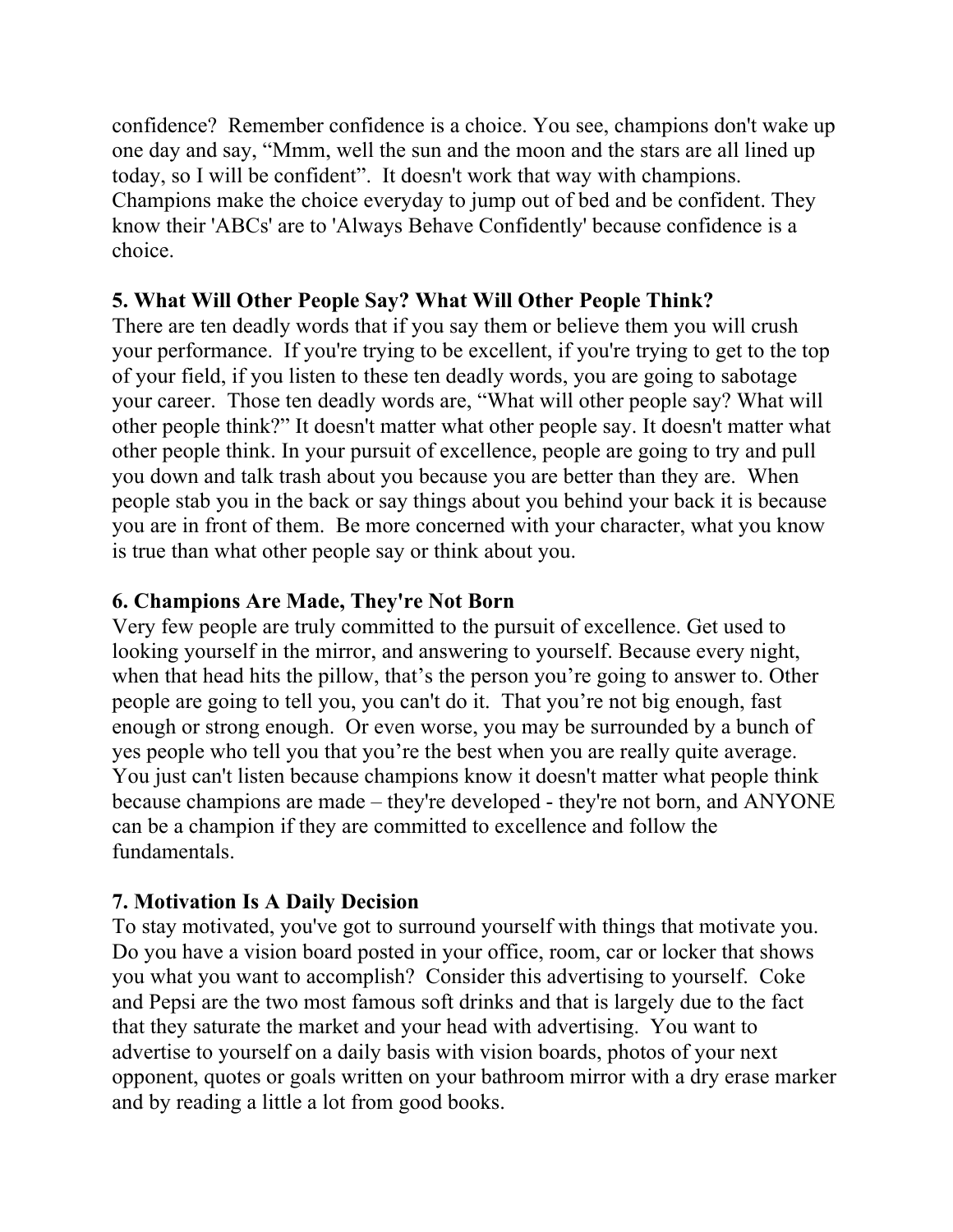confidence? Remember confidence is a choice. You see, champions don't wake up one day and say, "Mmm, well the sun and the moon and the stars are all lined up today, so I will be confident". It doesn't work that way with champions. Champions make the choice everyday to jump out of bed and be confident. They know their 'ABCs' are to 'Always Behave Confidently' because confidence is a choice.

**5. What Will Other People Say? What Will Other People Think?**
There are ten deadly words that if you say them or believe them you will crush your performance. If you're trying to be excellent, if you're trying to get to the top of your field, if you listen to these ten deadly words, you are going to sabotage your career. Those ten deadly words are, "What will other people say? What will other people think?" It doesn't matter what other people say. It doesn't matter what other people think. In your pursuit of excellence, people are going to try and pull you down and talk trash about you because you are better than they are. When people stab you in the back or say things about you behind your back it is because you are in front of them. Be more concerned with your character, what you know is true than what other people say or think about you.

**6. Champions Are Made, They're Not Born**
Very few people are truly committed to the pursuit of excellence. Get used to looking yourself in the mirror, and answering to yourself. Because every night, when that head hits the pillow, that's the person you're going to answer to. Other people are going to tell you, you can't do it. That you're not big enough, fast enough or strong enough. Or even worse, you may be surrounded by a bunch of yes people who tell you that you're the best when you are really quite average. You just can't listen because champions know it doesn't matter what people think because champions are made – they're developed - they're not born, and ANYONE can be a champion if they are committed to excellence and follow the fundamentals.

**7. Motivation Is A Daily Decision**
To stay motivated, you've got to surround yourself with things that motivate you. Do you have a vision board posted in your office, room, car or locker that shows you what you want to accomplish? Consider this advertising to yourself. Coke and Pepsi are the two most famous soft drinks and that is largely due to the fact that they saturate the market and your head with advertising. You want to advertise to yourself on a daily basis with vision boards, photos of your next opponent, quotes or goals written on your bathroom mirror with a dry erase marker and by reading a little a lot from good books.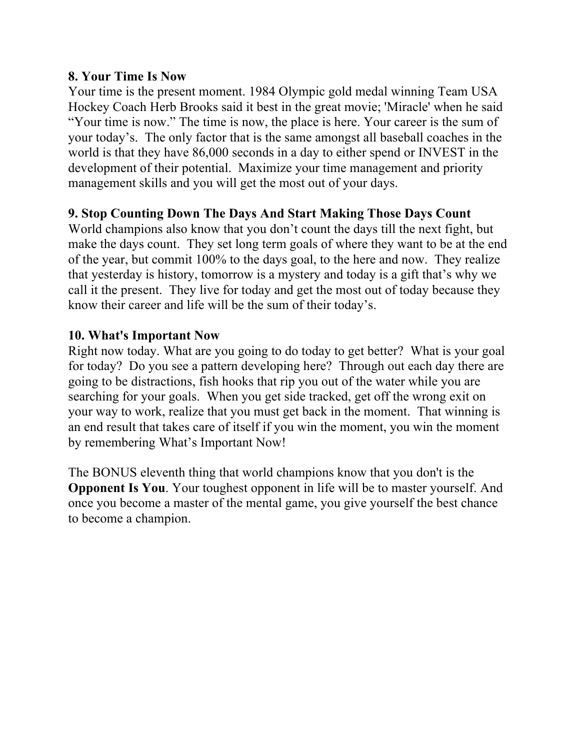**8. Your Time Is Now**

Your time is the present moment. 1984 Olympic gold medal winning Team USA Hockey Coach Herb Brooks said it best in the great movie; 'Miracle' when he said "Your time is now." The time is now, the place is here. Your career is the sum of your today's. The only factor that is the same amongst all baseball coaches in the world is that they have 86,000 seconds in a day to either spend or INVEST in the development of their potential. Maximize your time management and priority management skills and you will get the most out of your days.

**9. Stop Counting Down The Days And Start Making Those Days Count**

World champions also know that you don't count the days till the next fight, but make the days count. They set long term goals of where they want to be at the end of the year, but commit 100% to the days goal, to the here and now. They realize that yesterday is history, tomorrow is a mystery and today is a gift that's why we call it the present. They live for today and get the most out of today because they know their career and life will be the sum of their today's.

**10. What's Important Now**

Right now today. What are you going to do today to get better? What is your goal for today? Do you see a pattern developing here? Through out each day there are going to be distractions, fish hooks that rip you out of the water while you are searching for your goals. When you get side tracked, get off the wrong exit on your way to work, realize that you must get back in the moment. That winning is an end result that takes care of itself if you win the moment, you win the moment by remembering What's Important Now!

The BONUS eleventh thing that world champions know that you don't is the **Opponent Is You**. Your toughest opponent in life will be to master yourself. And once you become a master of the mental game, you give yourself the best chance to become a champion.